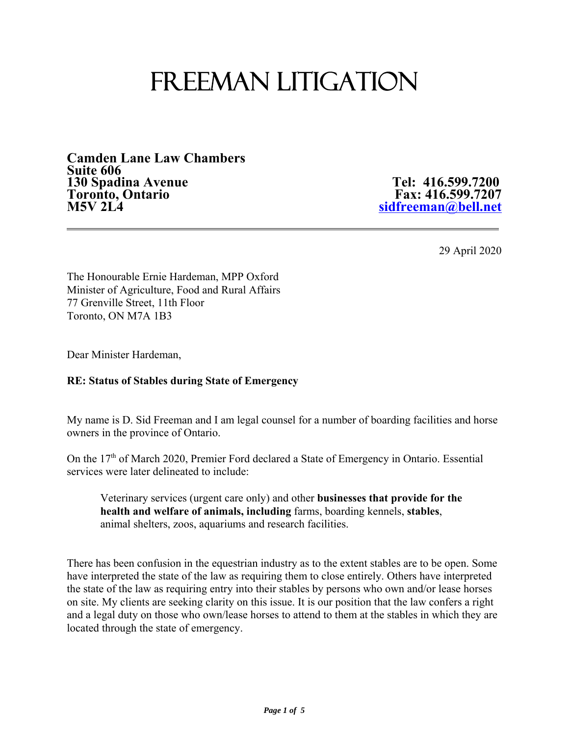# FREEMAN LITIGATION

**Camden Lane Law Chambers**
**Suite 606**
**130 Spadina Avenue**
**Toronto, Ontario**
**M5V 2L4**

**Tel: 416.599.7200**
**Fax: 416.599.7207**
**sidfreeman@bell.net**

---

29 April 2020

The Honourable Ernie Hardeman, MPP Oxford
Minister of Agriculture, Food and Rural Affairs
77 Grenville Street, 11th Floor
Toronto, ON M7A 1B3

Dear Minister Hardeman,

**RE: Status of Stables during State of Emergency**

My name is D. Sid Freeman and I am legal counsel for a number of boarding facilities and horse owners in the province of Ontario.

On the 17th of March 2020, Premier Ford declared a State of Emergency in Ontario. Essential services were later delineated to include:

> Veterinary services (urgent care only) and other **businesses that provide for the health and welfare of animals, including** farms, boarding kennels, **stables**, animal shelters, zoos, aquariums and research facilities.

There has been confusion in the equestrian industry as to the extent stables are to be open. Some have interpreted the state of the law as requiring them to close entirely. Others have interpreted the state of the law as requiring entry into their stables by persons who own and/or lease horses on site. My clients are seeking clarity on this issue. It is our position that the law confers a right and a legal duty on those who own/lease horses to attend to them at the stables in which they are located through the state of emergency.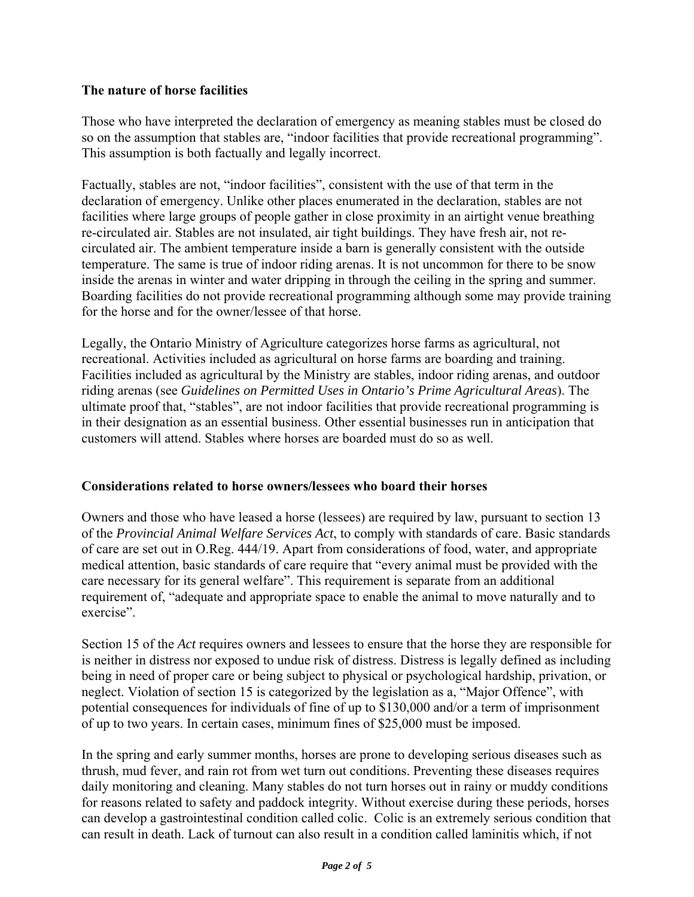## The nature of horse facilities

Those who have interpreted the declaration of emergency as meaning stables must be closed do so on the assumption that stables are, "indoor facilities that provide recreational programming". This assumption is both factually and legally incorrect.

Factually, stables are not, "indoor facilities", consistent with the use of that term in the declaration of emergency. Unlike other places enumerated in the declaration, stables are not facilities where large groups of people gather in close proximity in an airtight venue breathing re-circulated air. Stables are not insulated, air tight buildings. They have fresh air, not re-circulated air. The ambient temperature inside a barn is generally consistent with the outside temperature. The same is true of indoor riding arenas. It is not uncommon for there to be snow inside the arenas in winter and water dripping in through the ceiling in the spring and summer. Boarding facilities do not provide recreational programming although some may provide training for the horse and for the owner/lessee of that horse.

Legally, the Ontario Ministry of Agriculture categorizes horse farms as agricultural, not recreational. Activities included as agricultural on horse farms are boarding and training. Facilities included as agricultural by the Ministry are stables, indoor riding arenas, and outdoor riding arenas (see *Guidelines on Permitted Uses in Ontario's Prime Agricultural Areas*). The ultimate proof that, "stables", are not indoor facilities that provide recreational programming is in their designation as an essential business. Other essential businesses run in anticipation that customers will attend. Stables where horses are boarded must do so as well.

## Considerations related to horse owners/lessees who board their horses

Owners and those who have leased a horse (lessees) are required by law, pursuant to section 13 of the *Provincial Animal Welfare Services Act*, to comply with standards of care. Basic standards of care are set out in O.Reg. 444/19. Apart from considerations of food, water, and appropriate medical attention, basic standards of care require that "every animal must be provided with the care necessary for its general welfare". This requirement is separate from an additional requirement of, "adequate and appropriate space to enable the animal to move naturally and to exercise".

Section 15 of the *Act* requires owners and lessees to ensure that the horse they are responsible for is neither in distress nor exposed to undue risk of distress. Distress is legally defined as including being in need of proper care or being subject to physical or psychological hardship, privation, or neglect. Violation of section 15 is categorized by the legislation as a, "Major Offence", with potential consequences for individuals of fine of up to \$130,000 and/or a term of imprisonment of up to two years. In certain cases, minimum fines of \$25,000 must be imposed.

In the spring and early summer months, horses are prone to developing serious diseases such as thrush, mud fever, and rain rot from wet turn out conditions. Preventing these diseases requires daily monitoring and cleaning. Many stables do not turn horses out in rainy or muddy conditions for reasons related to safety and paddock integrity. Without exercise during these periods, horses can develop a gastrointestinal condition called colic. Colic is an extremely serious condition that can result in death. Lack of turnout can also result in a condition called laminitis which, if not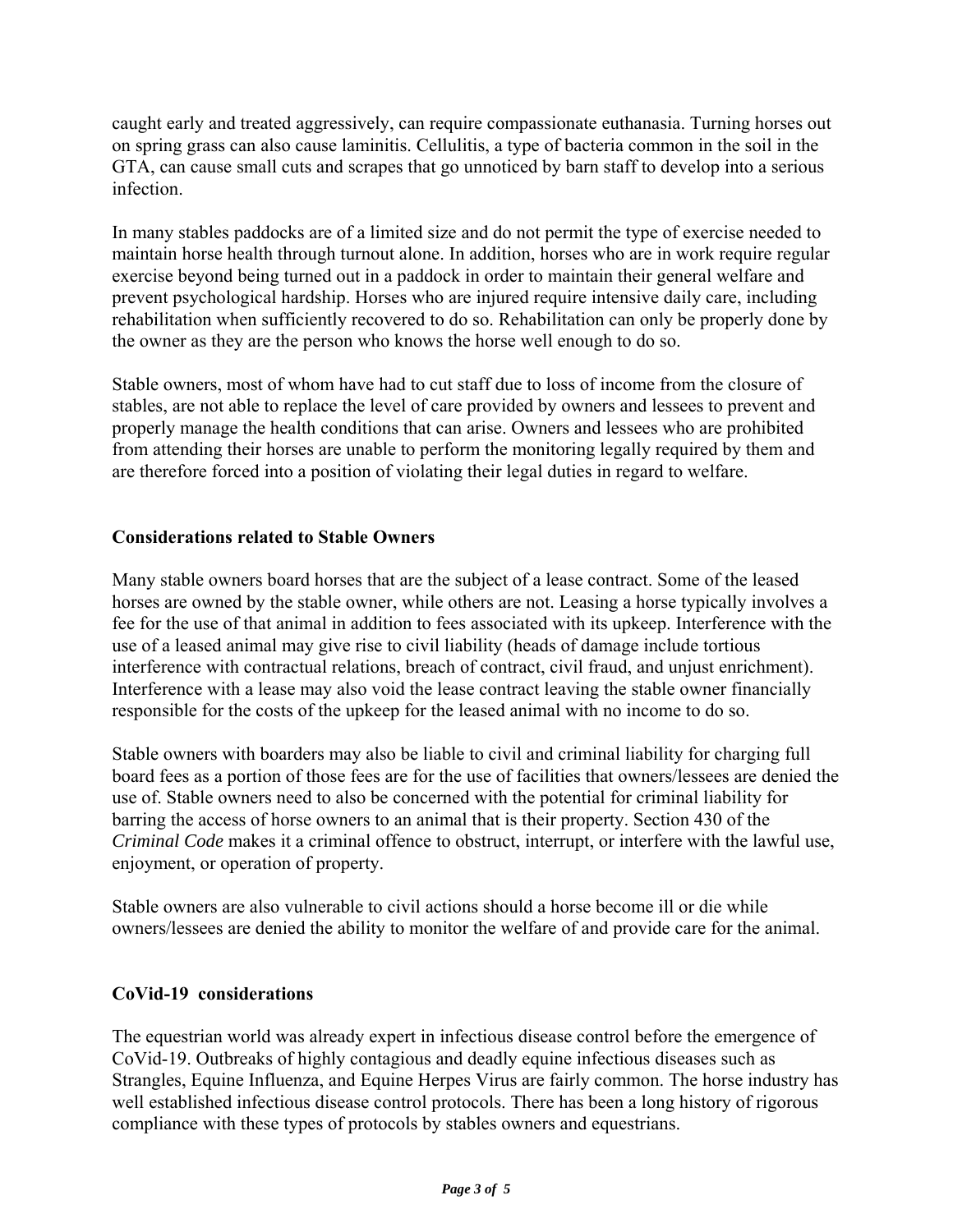caught early and treated aggressively, can require compassionate euthanasia. Turning horses out on spring grass can also cause laminitis. Cellulitis, a type of bacteria common in the soil in the GTA, can cause small cuts and scrapes that go unnoticed by barn staff to develop into a serious infection.

In many stables paddocks are of a limited size and do not permit the type of exercise needed to maintain horse health through turnout alone. In addition, horses who are in work require regular exercise beyond being turned out in a paddock in order to maintain their general welfare and prevent psychological hardship. Horses who are injured require intensive daily care, including rehabilitation when sufficiently recovered to do so. Rehabilitation can only be properly done by the owner as they are the person who knows the horse well enough to do so.

Stable owners, most of whom have had to cut staff due to loss of income from the closure of stables, are not able to replace the level of care provided by owners and lessees to prevent and properly manage the health conditions that can arise. Owners and lessees who are prohibited from attending their horses are unable to perform the monitoring legally required by them and are therefore forced into a position of violating their legal duties in regard to welfare.

**Considerations related to Stable Owners**

Many stable owners board horses that are the subject of a lease contract. Some of the leased horses are owned by the stable owner, while others are not. Leasing a horse typically involves a fee for the use of that animal in addition to fees associated with its upkeep. Interference with the use of a leased animal may give rise to civil liability (heads of damage include tortious interference with contractual relations, breach of contract, civil fraud, and unjust enrichment). Interference with a lease may also void the lease contract leaving the stable owner financially responsible for the costs of the upkeep for the leased animal with no income to do so.

Stable owners with boarders may also be liable to civil and criminal liability for charging full board fees as a portion of those fees are for the use of facilities that owners/lessees are denied the use of. Stable owners need to also be concerned with the potential for criminal liability for barring the access of horse owners to an animal that is their property. Section 430 of the *Criminal Code* makes it a criminal offence to obstruct, interrupt, or interfere with the lawful use, enjoyment, or operation of property.

Stable owners are also vulnerable to civil actions should a horse become ill or die while owners/lessees are denied the ability to monitor the welfare of and provide care for the animal.

**CoVid-19 considerations**

The equestrian world was already expert in infectious disease control before the emergence of CoVid-19. Outbreaks of highly contagious and deadly equine infectious diseases such as Strangles, Equine Influenza, and Equine Herpes Virus are fairly common. The horse industry has well established infectious disease control protocols. There has been a long history of rigorous compliance with these types of protocols by stables owners and equestrians.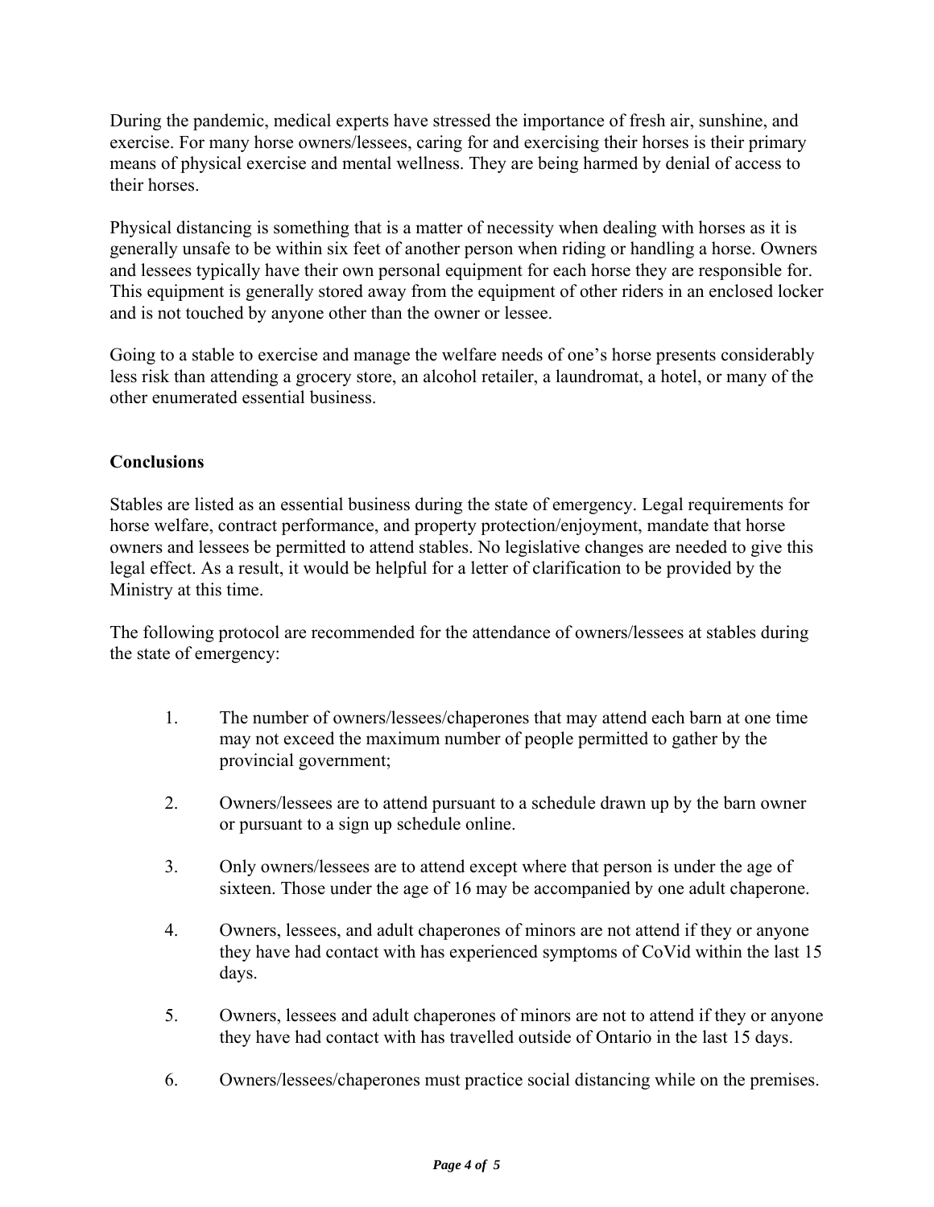During the pandemic, medical experts have stressed the importance of fresh air, sunshine, and exercise. For many horse owners/lessees, caring for and exercising their horses is their primary means of physical exercise and mental wellness. They are being harmed by denial of access to their horses.

Physical distancing is something that is a matter of necessity when dealing with horses as it is generally unsafe to be within six feet of another person when riding or handling a horse. Owners and lessees typically have their own personal equipment for each horse they are responsible for. This equipment is generally stored away from the equipment of other riders in an enclosed locker and is not touched by anyone other than the owner or lessee.

Going to a stable to exercise and manage the welfare needs of one's horse presents considerably less risk than attending a grocery store, an alcohol retailer, a laundromat, a hotel, or many of the other enumerated essential business.

**Conclusions**

Stables are listed as an essential business during the state of emergency. Legal requirements for horse welfare, contract performance, and property protection/enjoyment, mandate that horse owners and lessees be permitted to attend stables. No legislative changes are needed to give this legal effect. As a result, it would be helpful for a letter of clarification to be provided by the Ministry at this time.

The following protocol are recommended for the attendance of owners/lessees at stables during the state of emergency:

1. The number of owners/lessees/chaperones that may attend each barn at one time may not exceed the maximum number of people permitted to gather by the provincial government;
2. Owners/lessees are to attend pursuant to a schedule drawn up by the barn owner or pursuant to a sign up schedule online.
3. Only owners/lessees are to attend except where that person is under the age of sixteen. Those under the age of 16 may be accompanied by one adult chaperone.
4. Owners, lessees, and adult chaperones of minors are not attend if they or anyone they have had contact with has experienced symptoms of CoVid within the last 15 days.
5. Owners, lessees and adult chaperones of minors are not to attend if they or anyone they have had contact with has travelled outside of Ontario in the last 15 days.
6. Owners/lessees/chaperones must practice social distancing while on the premises.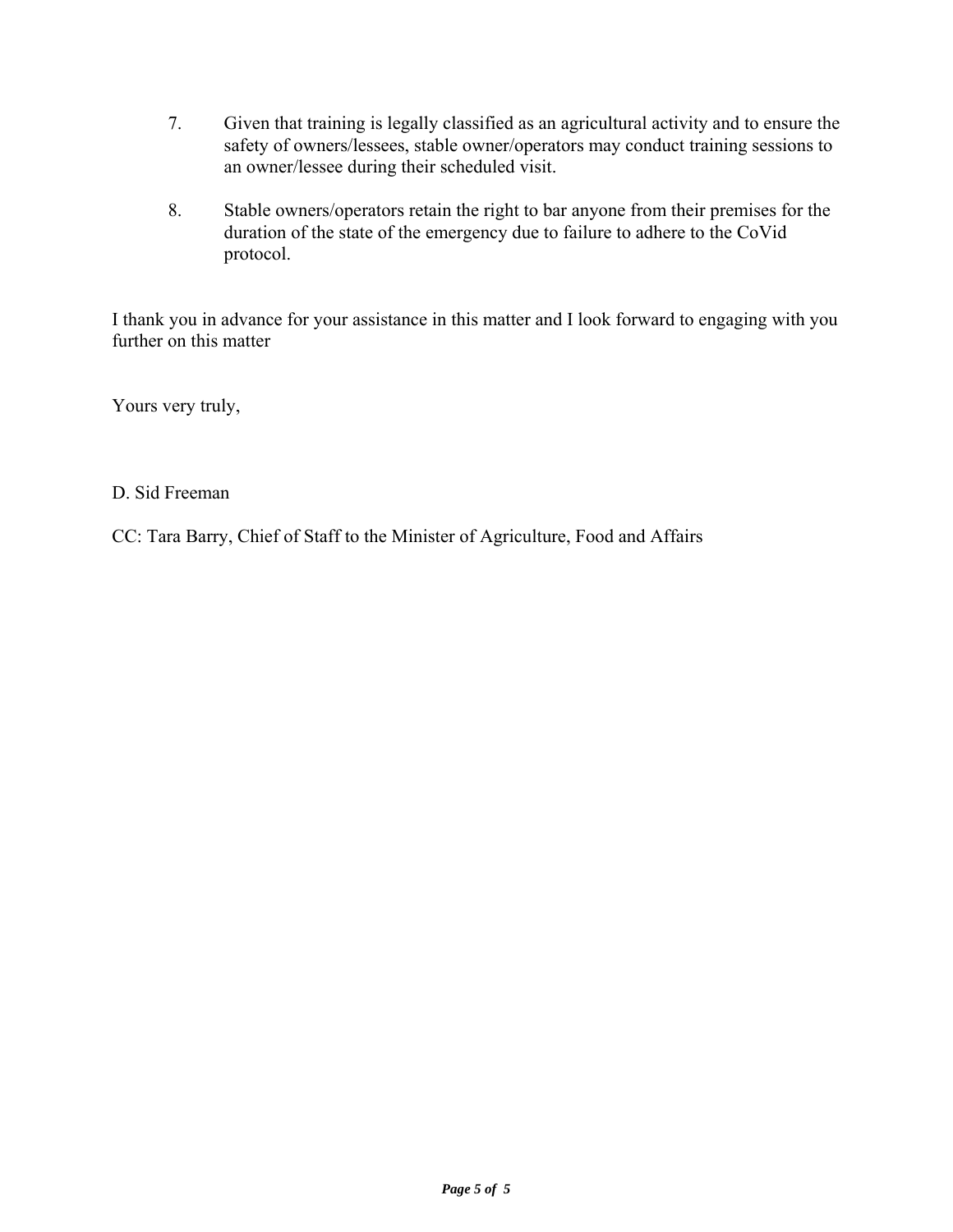7. Given that training is legally classified as an agricultural activity and to ensure the safety of owners/lessees, stable owner/operators may conduct training sessions to an owner/lessee during their scheduled visit.

8. Stable owners/operators retain the right to bar anyone from their premises for the duration of the state of the emergency due to failure to adhere to the CoVid protocol.

I thank you in advance for your assistance in this matter and I look forward to engaging with you further on this matter

Yours very truly,

D. Sid Freeman

CC: Tara Barry, Chief of Staff to the Minister of Agriculture, Food and Affairs